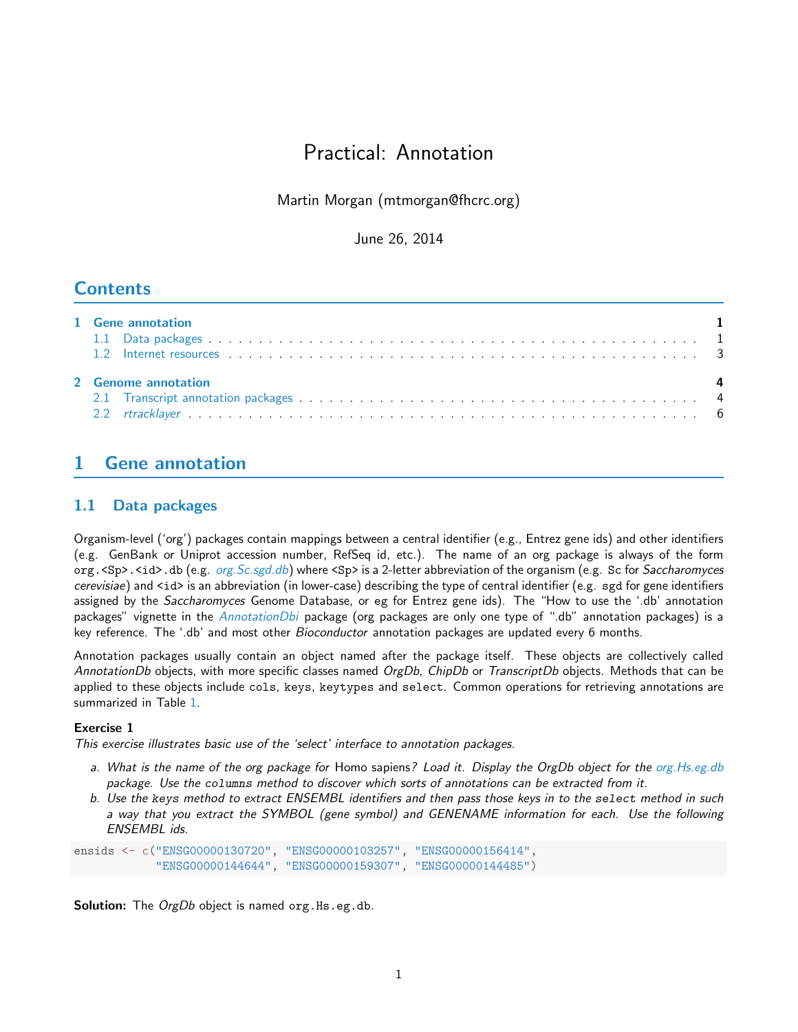# Practical: Annotation

Martin Morgan (mtmorgan@fhcrc.org)

June 26, 2014

## Contents

| | | |
|---|---|---|
| **1 Gene annotation** | | **1** |
| 1.1 Data packages | | 1 |
| 1.2 Internet resources | | 3 |
| **2 Genome annotation** | | **4** |
| 2.1 Transcript annotation packages | | 4 |
| 2.2 *rtracklayer* | | 6 |

## 1 Gene annotation

### 1.1 Data packages

Organism-level ('org') packages contain mappings between a central identifier (e.g., Entrez gene ids) and other identifiers (e.g. GenBank or Uniprot accession number, RefSeq id, etc.). The name of an org package is always of the form `org.<Sp>.<id>.db` (e.g. *org.Sc.sgd.db*) where `<Sp>` is a 2-letter abbreviation of the organism (e.g. `Sc` for *Saccharomyces cerevisiae*) and `<id>` is an abbreviation (in lower-case) describing the type of central identifier (e.g. `sgd` for gene identifiers assigned by the *Saccharomyces* Genome Database, or `eg` for Entrez gene ids). The "How to use the '.db' annotation packages" vignette in the *AnnotationDbi* package (org packages are only one type of ".db" annotation packages) is a key reference. The '.db' and most other *Bioconductor* annotation packages are updated every 6 months.

Annotation packages usually contain an object named after the package itself. These objects are collectively called *AnnotationDb* objects, with more specific classes named *OrgDb*, *ChipDb* or *TranscriptDb* objects. Methods that can be applied to these objects include `cols`, `keys`, `keytypes` and `select`. Common operations for retrieving annotations are summarized in Table 1.

**Exercise 1**
*This exercise illustrates basic use of the 'select' interface to annotation packages.*

a. *What is the name of the org package for* Homo sapiens*? Load it. Display the OrgDb object for the org.Hs.eg.db package. Use the* `columns` *method to discover which sorts of annotations can be extracted from it.*
b. *Use the* `keys` *method to extract ENSEMBL identifiers and then pass those keys in to the* `select` *method in such a way that you extract the SYMBOL (gene symbol) and GENENAME information for each. Use the following ENSEMBL ids.*

```
ensids <- c("ENSG00000130720", "ENSG00000103257", "ENSG00000156414",
            "ENSG00000144644", "ENSG00000159307", "ENSG00000144485")
```

**Solution:** The *OrgDb* object is named `org.Hs.eg.db`.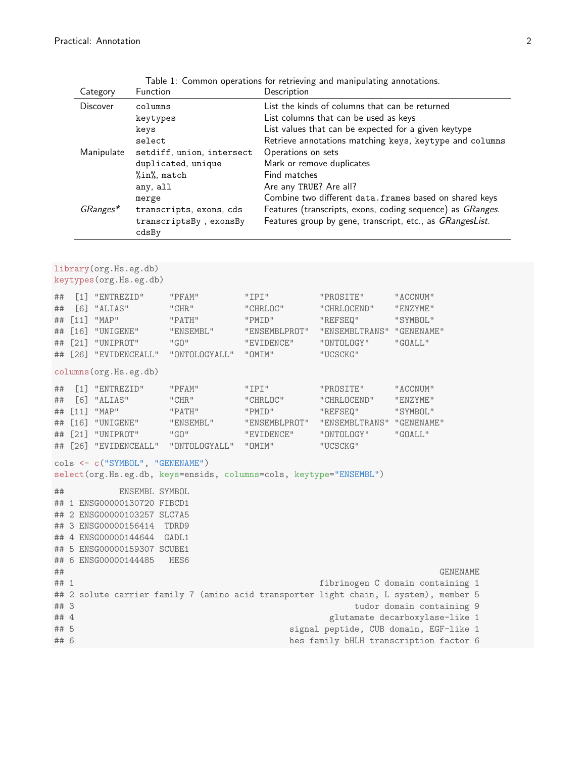Table 1: Common operations for retrieving and manipulating annotations.

| Category | Function | Description |
|---|---|---|
| Discover | `columns` | List the kinds of columns that can be returned |
| | `keytypes` | List columns that can be used as keys |
| | `keys` | List values that can be expected for a given keytype |
| | `select` | Retrieve annotations matching `keys`, `keytype` and `columns` |
| Manipulate | `setdiff`, `union`, `intersect` | Operations on sets |
| | `duplicated`, `unique` | Mark or remove duplicates |
| | `%in%`, `match` | Find matches |
| | `any`, `all` | Are any `TRUE`? Are all? |
| | `merge` | Combine two different `data.frames` based on shared keys |
| *GRanges** | `transcripts`, `exons`, `cds` | Features (transcripts, exons, coding sequence) as *GRanges*. |
| | `transcriptsBy` , `exonsBy` `cdsBy` | Features group by gene, transcript, etc., as *GRangesList*. |

```
library(org.Hs.eg.db)
keytypes(org.Hs.eg.db)
```

```
##  [1] "ENTREZID"     "PFAM"         "IPI"          "PROSITE"      "ACCNUM"
##  [6] "ALIAS"        "CHR"          "CHRLOC"       "CHRLOCEND"    "ENZYME"
## [11] "MAP"          "PATH"         "PMID"         "REFSEQ"       "SYMBOL"
## [16] "UNIGENE"      "ENSEMBL"      "ENSEMBLPROT"  "ENSEMBLTRANS" "GENENAME"
## [21] "UNIPROT"      "GO"           "EVIDENCE"     "ONTOLOGY"     "GOALL"
## [26] "EVIDENCEALL"  "ONTOLOGYALL"  "OMIM"         "UCSCKG"
```

```
columns(org.Hs.eg.db)
```

```
##  [1] "ENTREZID"     "PFAM"         "IPI"          "PROSITE"      "ACCNUM"
##  [6] "ALIAS"        "CHR"          "CHRLOC"       "CHRLOCEND"    "ENZYME"
## [11] "MAP"          "PATH"         "PMID"         "REFSEQ"       "SYMBOL"
## [16] "UNIGENE"      "ENSEMBL"      "ENSEMBLPROT"  "ENSEMBLTRANS" "GENENAME"
## [21] "UNIPROT"      "GO"           "EVIDENCE"     "ONTOLOGY"     "GOALL"
## [26] "EVIDENCEALL"  "ONTOLOGYALL"  "OMIM"         "UCSCKG"
```

```
cols <- c("SYMBOL", "GENENAME")
select(org.Hs.eg.db, keys=ensids, columns=cols, keytype="ENSEMBL")
```

```
##           ENSEMBL SYMBOL
## 1 ENSG00000130720 FIBCD1
## 2 ENSG00000103257 SLC7A5
## 3 ENSG00000156414  TDRD9
## 4 ENSG00000144644  GADL1
## 5 ENSG00000159307 SCUBE1
## 6 ENSG00000144485   HES6
##                                                                     GENENAME
## 1                                              fibrinogen C domain containing 1
## 2 solute carrier family 7 (amino acid transporter light chain, L system), member 5
## 3                                                       tudor domain containing 9
## 4                                                   glutamate decarboxylase-like 1
## 5                                           signal peptide, CUB domain, EGF-like 1
## 6                                           hes family bHLH transcription factor 6
```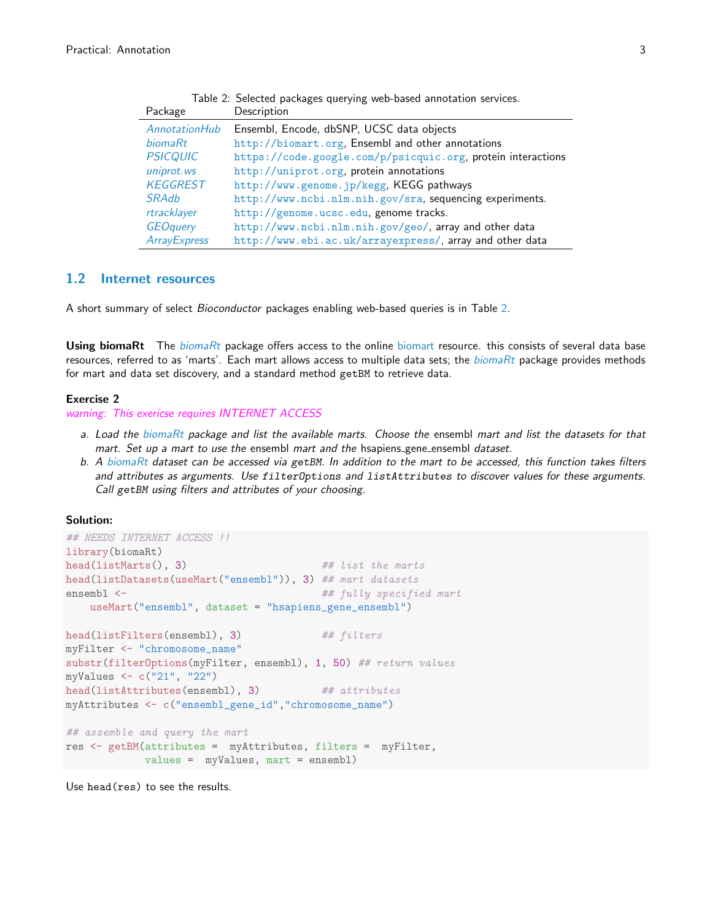Table 2: Selected packages querying web-based annotation services.

| Package | Description |
| --- | --- |
| *AnnotationHub* | Ensembl, Encode, dbSNP, UCSC data objects |
| *biomaRt* | `http://biomart.org`, Ensembl and other annotations |
| *PSICQUIC* | `https://code.google.com/p/psicquic.org`, protein interactions |
| *uniprot.ws* | `http://uniprot.org`, protein annotations |
| *KEGGREST* | `http://www.genome.jp/kegg`, KEGG pathways |
| *SRAdb* | `http://www.ncbi.nlm.nih.gov/sra`, sequencing experiments. |
| *rtracklayer* | `http://genome.ucsc.edu`, genome tracks. |
| *GEOquery* | `http://www.ncbi.nlm.nih.gov/geo/`, array and other data |
| *ArrayExpress* | `http://www.ebi.ac.uk/arrayexpress/`, array and other data |

## 1.2 Internet resources

A short summary of select *Bioconductor* packages enabling web-based queries is in Table 2.

**Using biomaRt** The *biomaRt* package offers access to the online biomart resource. this consists of several data base resources, referred to as 'marts'. Each mart allows access to multiple data sets; the *biomaRt* package provides methods for mart and data set discovery, and a standard method `getBM` to retrieve data.

**Exercise 2**

*warning: This exericse requires INTERNET ACCESS*

a. *Load the biomaRt package and list the available marts. Choose the* ensembl *mart and list the datasets for that mart. Set up a mart to use the* ensembl *mart and the* hsapiens_gene_ensembl *dataset.*
b. *A biomaRt dataset can be accessed via* `getBM`*. In addition to the mart to be accessed, this function takes filters and attributes as arguments. Use* `filterOptions` *and* `listAttributes` *to discover values for these arguments. Call* `getBM` *using filters and attributes of your choosing.*

**Solution:**

```
## NEEDS INTERNET ACCESS !!
library(biomaRt)
head(listMarts(), 3)                      ## list the marts
head(listDatasets(useMart("ensembl")), 3) ## mart datasets
ensembl <-                                ## fully specified mart
    useMart("ensembl", dataset = "hsapiens_gene_ensembl")

head(listFilters(ensembl), 3)             ## filters
myFilter <- "chromosome_name"
substr(filterOptions(myFilter, ensembl), 1, 50) ## return values
myValues <- c("21", "22")
head(listAttributes(ensembl), 3)          ## attributes
myAttributes <- c("ensembl_gene_id","chromosome_name")

## assemble and query the mart
res <- getBM(attributes =  myAttributes, filters =  myFilter,
             values =  myValues, mart = ensembl)
```

Use `head(res)` to see the results.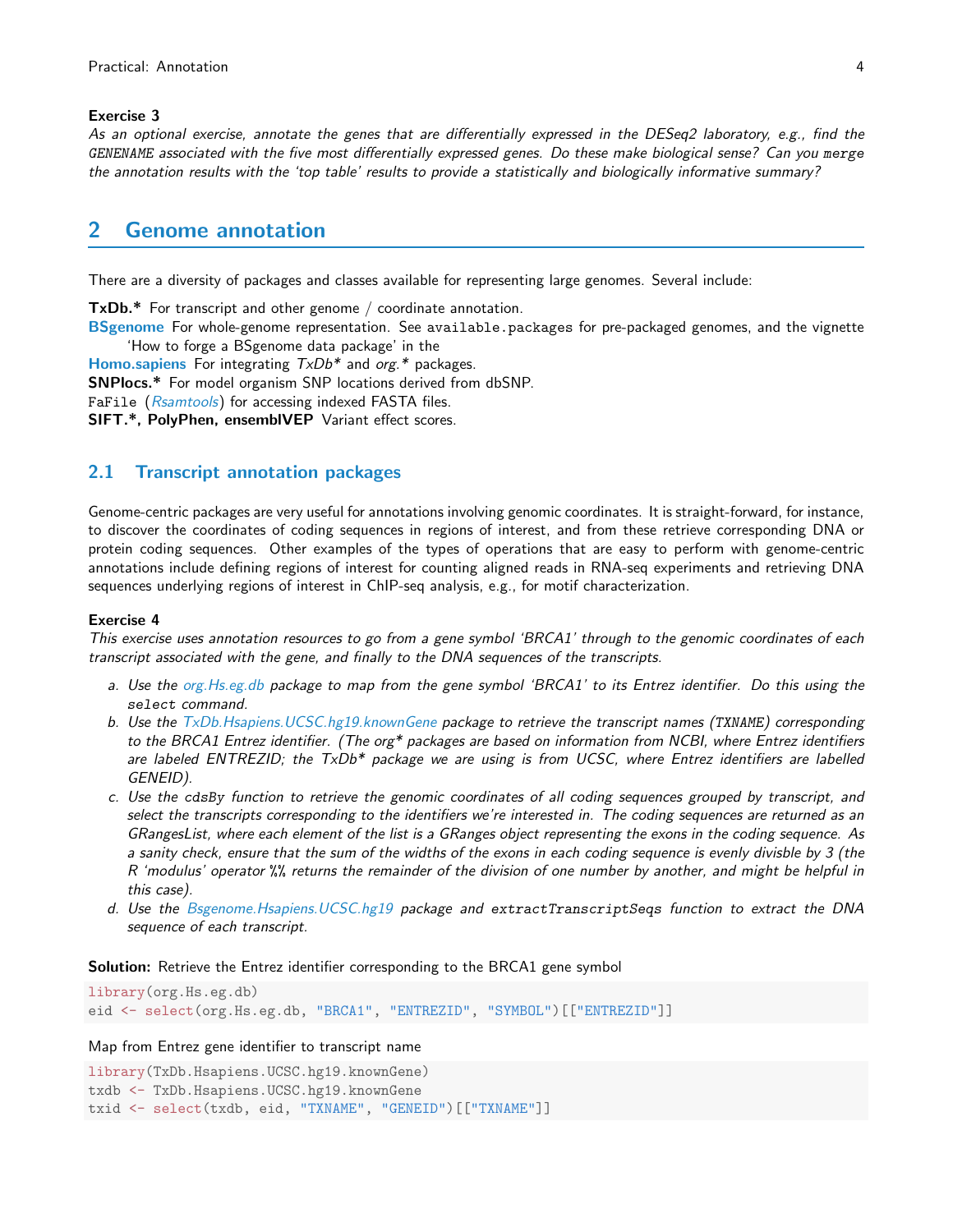**Exercise 3**

*As an optional exercise, annotate the genes that are differentially expressed in the DESeq2 laboratory, e.g., find the* `GENENAME` *associated with the five most differentially expressed genes. Do these make biological sense? Can you* `merge` *the annotation results with the 'top table' results to provide a statistically and biologically informative summary?*

## 2 Genome annotation

There are a diversity of packages and classes available for representing large genomes. Several include:

**TxDb.*** For transcript and other genome / coordinate annotation.

**BSgenome** For whole-genome representation. See `available.packages` for pre-packaged genomes, and the vignette 'How to forge a BSgenome data package' in the

**Homo.sapiens** For integrating *TxDb** and *org.** packages.

**SNPlocs.*** For model organism SNP locations derived from dbSNP.

`FaFile` (*Rsamtools*) for accessing indexed FASTA files.

**SIFT.*, PolyPhen, ensemblVEP** Variant effect scores.

### 2.1 Transcript annotation packages

Genome-centric packages are very useful for annotations involving genomic coordinates. It is straight-forward, for instance, to discover the coordinates of coding sequences in regions of interest, and from these retrieve corresponding DNA or protein coding sequences. Other examples of the types of operations that are easy to perform with genome-centric annotations include defining regions of interest for counting aligned reads in RNA-seq experiments and retrieving DNA sequences underlying regions of interest in ChIP-seq analysis, e.g., for motif characterization.

**Exercise 4**

*This exercise uses annotation resources to go from a gene symbol 'BRCA1' through to the genomic coordinates of each transcript associated with the gene, and finally to the DNA sequences of the transcripts.*

a. *Use the org.Hs.eg.db package to map from the gene symbol 'BRCA1' to its Entrez identifier. Do this using the* `select` *command.*
b. *Use the TxDb.Hsapiens.UCSC.hg19.knownGene package to retrieve the transcript names (*`TXNAME`*) corresponding to the BRCA1 Entrez identifier. (The org* packages are based on information from NCBI, where Entrez identifiers are labeled ENTREZID; the TxDb* package we are using is from UCSC, where Entrez identifiers are labelled GENEID).*
c. *Use the* `cdsBy` *function to retrieve the genomic coordinates of all coding sequences grouped by transcript, and select the transcripts corresponding to the identifiers we're interested in. The coding sequences are returned as an GRangesList, where each element of the list is a GRanges object representing the exons in the coding sequence. As a sanity check, ensure that the sum of the widths of the exons in each coding sequence is evenly divisble by 3 (the R 'modulus' operator* `%%` *returns the remainder of the division of one number by another, and might be helpful in this case).*
d. *Use the Bsgenome.Hsapiens.UCSC.hg19 package and* `extractTranscriptSeqs` *function to extract the DNA sequence of each transcript.*

**Solution:** Retrieve the Entrez identifier corresponding to the BRCA1 gene symbol

```
library(org.Hs.eg.db)
eid <- select(org.Hs.eg.db, "BRCA1", "ENTREZID", "SYMBOL")[["ENTREZID"]]
```

Map from Entrez gene identifier to transcript name

```
library(TxDb.Hsapiens.UCSC.hg19.knownGene)
txdb <- TxDb.Hsapiens.UCSC.hg19.knownGene
txid <- select(txdb, eid, "TXNAME", "GENEID")[["TXNAME"]]
```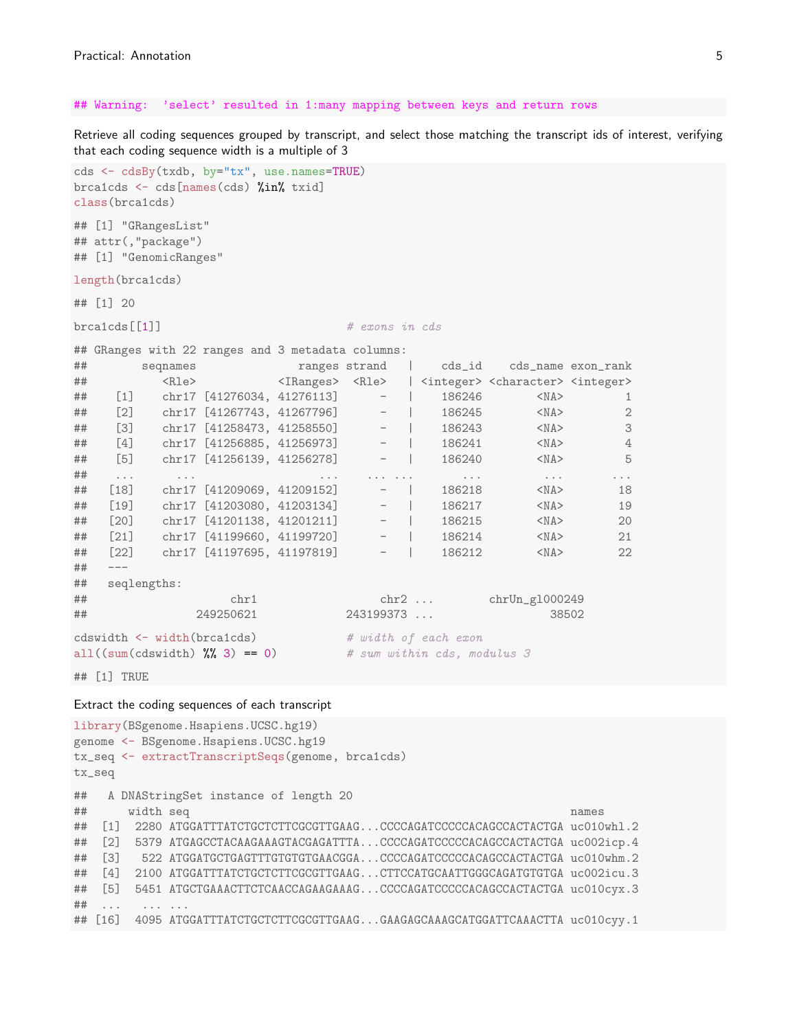```
## Warning:  'select' resulted in 1:many mapping between keys and return rows
```

Retrieve all coding sequences grouped by transcript, and select those matching the transcript ids of interest, verifying that each coding sequence width is a multiple of 3

```
cds <- cdsBy(txdb, by="tx", use.names=TRUE)
brca1cds <- cds[names(cds) %in% txid]
class(brca1cds)

## [1] "GRangesList"
## attr(,"package")
## [1] "GenomicRanges"

length(brca1cds)

## [1] 20

brca1cds[[1]]                           # exons in cds

## GRanges with 22 ranges and 3 metadata columns:
##        seqnames               ranges strand   |    cds_id    cds_name exon_rank
##           <Rle>            <IRanges>  <Rle>   | <integer> <character> <integer>
##    [1]    chr17 [41276034, 41276113]      -   |    186246        <NA>         1
##    [2]    chr17 [41267743, 41267796]      -   |    186245        <NA>         2
##    [3]    chr17 [41258473, 41258550]      -   |    186243        <NA>         3
##    [4]    chr17 [41256885, 41256973]      -   |    186241        <NA>         4
##    [5]    chr17 [41256139, 41256278]      -   |    186240        <NA>         5
##    ...      ...                  ...    ... ...       ...         ...       ...
##   [18]    chr17 [41209069, 41209152]      -   |    186218        <NA>        18
##   [19]    chr17 [41203080, 41203134]      -   |    186217        <NA>        19
##   [20]    chr17 [41201138, 41201211]      -   |    186215        <NA>        20
##   [21]    chr17 [41199660, 41199720]      -   |    186214        <NA>        21
##   [22]    chr17 [41197695, 41197819]      -   |    186212        <NA>        22
##   ---
##   seqlengths:
##                    chr1                 chr2 ...        chrUn_gl000249
##               249250621            243199373 ...                 38502

cdswidth <- width(brca1cds)             # width of each exon
all((sum(cdswidth) %% 3) == 0)          # sum within cds, modulus 3

## [1] TRUE
```

Extract the coding sequences of each transcript

```
library(BSgenome.Hsapiens.UCSC.hg19)
genome <- BSgenome.Hsapiens.UCSC.hg19
tx_seq <- extractTranscriptSeqs(genome, brca1cds)
tx_seq

##   A DNAStringSet instance of length 20
##      width seq                                                   names
##  [1]  2280 ATGGATTTATCTGCTCTTCGCGTTGAAG...CCCCAGATCCCCCACAGCCACTACTGA uc010whl.2
##  [2]  5379 ATGAGCCTACAAGAAAGTACGAGATTTA...CCCCAGATCCCCCACAGCCACTACTGA uc002icp.4
##  [3]   522 ATGGATGCTGAGTTTGTGTGTGAACGGA...CCCCAGATCCCCCACAGCCACTACTGA uc010whm.2
##  [4]  2100 ATGGATTTATCTGCTCTTCGCGTTGAAG...CTTCCATGCAATTGGGCAGATGTGTGA uc002icu.3
##  [5]  5451 ATGCTGAAACTTCTCAACCAGAAGAAAG...CCCCAGATCCCCCACAGCCACTACTGA uc010cyx.3
##  ...   ... ...
## [16]  4095 ATGGATTTATCTGCTCTTCGCGTTGAAG...GAAGAGCAAAGCATGGATTCAAACTTA uc010cyy.1
```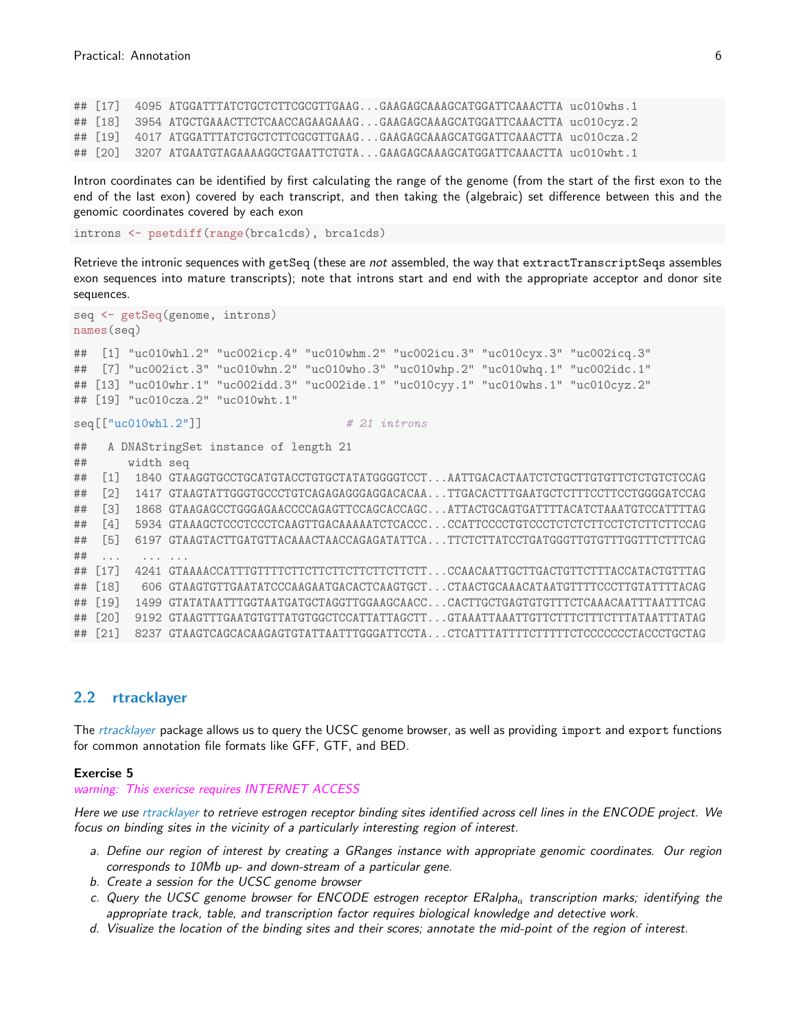```
## [17]  4095 ATGGATTTATCTGCTCTTCGCGTTGAAG...GAAGAGCAAAGCATGGATTCAAACTTA uc010whs.1
## [18]  3954 ATGCTGAAACTTCTCAACCAGAAGAAAG...GAAGAGCAAAGCATGGATTCAAACTTA uc010cyz.2
## [19]  4017 ATGGATTTATCTGCTCTTCGCGTTGAAG...GAAGAGCAAAGCATGGATTCAAACTTA uc010cza.2
## [20]  3207 ATGAATGTAGAAAAGGCTGAATTCTGTA...GAAGAGCAAAGCATGGATTCAAACTTA uc010wht.1
```

Intron coordinates can be identified by first calculating the range of the genome (from the start of the first exon to the end of the last exon) covered by each transcript, and then taking the (algebraic) set difference between this and the genomic coordinates covered by each exon

```
introns <- psetdiff(range(brca1cds), brca1cds)
```

Retrieve the intronic sequences with `getSeq` (these are *not* assembled, the way that `extractTranscriptSeqs` assembles exon sequences into mature transcripts); note that introns start and end with the appropriate acceptor and donor site sequences.

```
seq <- getSeq(genome, introns)
names(seq)
```

```
##  [1] "uc010whl.2" "uc002icp.4" "uc010whm.2" "uc002icu.3" "uc010cyx.3" "uc002icq.3"
##  [7] "uc002ict.3" "uc010whn.2" "uc010who.3" "uc010whp.2" "uc010whq.1" "uc002idc.1"
## [13] "uc010whr.1" "uc002idd.3" "uc002ide.1" "uc010cyy.1" "uc010whs.1" "uc010cyz.2"
## [19] "uc010cza.2" "uc010wht.1"
```

```
seq[["uc010whl.2"]]                     # 21 introns
```

```
##   A DNAStringSet instance of length 21
##      width seq
##  [1]  1840 GTAAGGTGCCTGCATGTACCTGTGCTATATGGGGTCCT...AATTGACACTAATCTCTGCTTGTGTTCTCTGTCTCCAG
##  [2]  1417 GTAAGTATTGGGTGCCCTGTCAGAGAGGGAGGACACAA...TTGACACTTTGAATGCTCTTTCCTTCCTGGGGATCCAG
##  [3]  1868 GTAAGAGCCTGGGAGAACCCCAGAGTTCCAGCACCAGC...ATTACTGCAGTGATTTTACATCTAAATGTCCATTTTAG
##  [4]  5934 GTAAAGCTCCCTCCCTCAAGTTGACAAAAATCTCACCC...CCATTCCCCTGTCCCTCTCTCTTCCTCTCTTCTTCCAG
##  [5]  6197 GTAAGTACTTGATGTTACAAACTAACCAGAGATATTCA...TTCTCTTATCCTGATGGGTTGTGTTTGGTTTCTTTCAG
##  ...   ... ...
## [17]  4241 GTAAAACCATTTGTTTTCTTCTTCTTCTTCTTCTTCTT...CCAACAATTGCTTGACTGTTCTTTACCATACTGTTTAG
## [18]   606 GTAAGTGTTGAATATCCCAAGAATGACACTCAAGTGCT...CTAACTGCAAACATAATGTTTTCCCTTGTATTTTACAG
## [19]  1499 GTATATAATTTGGTAATGATGCTAGGTTGGAAGCAACC...CACTTGCTGAGTGTGTTTCTCAAACAATTTAATTTCAG
## [20]  9192 GTAAGTTTGAATGTGTTATGTGGCTCCATTATTAGCTT...GTAAATTAAATTGTTCTTTCTTTCTTTATAATTTATAG
## [21]  8237 GTAAGTCAGCACAAGAGTGTATTAATTTGGGATTCCTA...CTCATTTATTTTCTTTTTCTCCCCCCCTACCCTGCTAG
```

## 2.2 rtracklayer

The *rtracklayer* package allows us to query the UCSC genome browser, as well as providing `import` and `export` functions for common annotation file formats like GFF, GTF, and BED.

**Exercise 5**

*warning: This exericse requires INTERNET ACCESS*

*Here we use rtracklayer to retrieve estrogen receptor binding sites identified across cell lines in the ENCODE project. We focus on binding sites in the vicinity of a particularly interesting region of interest.*

a. *Define our region of interest by creating a GRanges instance with appropriate genomic coordinates. Our region corresponds to 10Mb up- and down-stream of a particular gene.*
b. *Create a session for the UCSC genome browser*
c. *Query the UCSC genome browser for ENCODE estrogen receptor ERalpha$_a$ transcription marks; identifying the appropriate track, table, and transcription factor requires biological knowledge and detective work.*
d. *Visualize the location of the binding sites and their scores; annotate the mid-point of the region of interest.*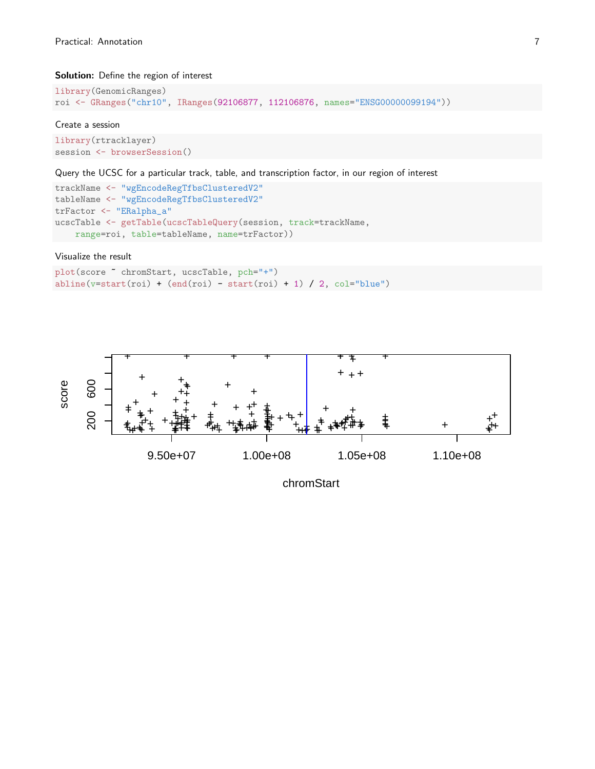**Solution:** Define the region of interest

```
library(GenomicRanges)
roi <- GRanges("chr10", IRanges(92106877, 112106876, names="ENSG00000099194"))
```

Create a session

```
library(rtracklayer)
session <- browserSession()
```

Query the UCSC for a particular track, table, and transcription factor, in our region of interest

```
trackName <- "wgEncodeRegTfbsClusteredV2"
tableName <- "wgEncodeRegTfbsClusteredV2"
trFactor <- "ERalpha_a"
ucscTable <- getTable(ucscTableQuery(session, track=trackName,
    range=roi, table=tableName, name=trFactor))
```

Visualize the result

```
plot(score ~ chromStart, ucscTable, pch="+")
abline(v=start(roi) + (end(roi) - start(roi) + 1) / 2, col="blue")
```

score

200

600

9.50e+07

1.00e+08

1.05e+08

1.10e+08

chromStart